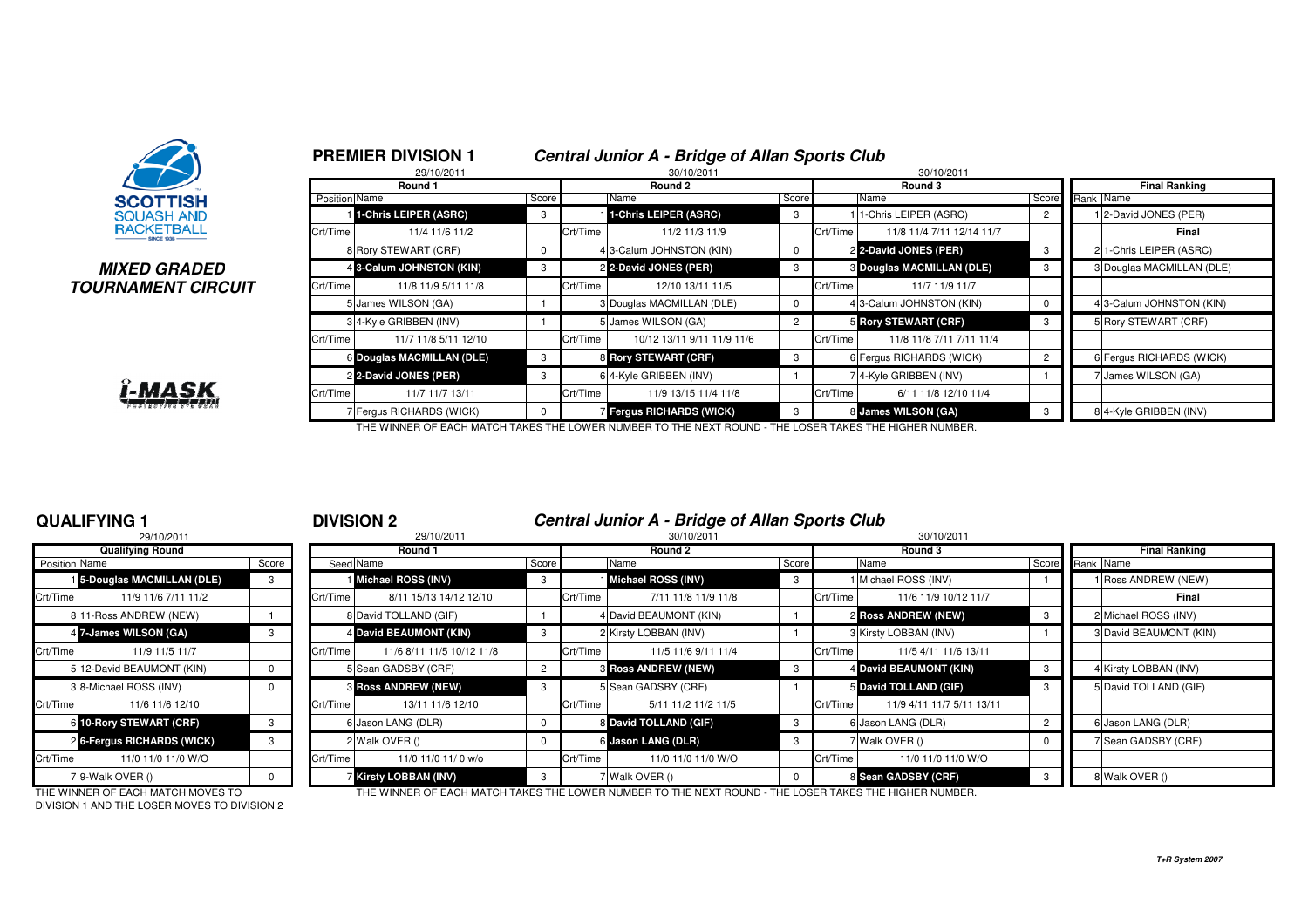**MIXED GRADED TOURNAMENT CIRCUIT**

## PREMIER DIVISION 1

### *Central Junior A - Bridge of Allan Sports Club*

| Round 1 (29/10/2011) | | | Round 2 (30/10/2011) | | | Round 3 (30/10/2011) | | | Final Ranking | |
|---|---|---|---|---|---|---|---|---|---|---|
| Position | Name | Score | | Name | Score | | Name | Score | Rank | Name |
| 1 | **1-Chris LEIPER (ASRC)** | 3 | 1 | **1-Chris LEIPER (ASRC)** | 3 | 1 | 1-Chris LEIPER (ASRC) | 2 | 1 | 2-David JONES (PER) |
| Crt/Time | 11/4 11/6 11/2 | | Crt/Time | 11/2 11/3 11/9 | | Crt/Time | 11/8 11/4 7/11 12/14 11/7 | | | **Final** |
| 8 | Rory STEWART (CRF) | 0 | 4 | 3-Calum JOHNSTON (KIN) | 0 | 2 | **2-David JONES (PER)** | 3 | 2 | 1-Chris LEIPER (ASRC) |
| 4 | **3-Calum JOHNSTON (KIN)** | 3 | 2 | **2-David JONES (PER)** | 3 | 3 | **Douglas MACMILLAN (DLE)** | 3 | 3 | Douglas MACMILLAN (DLE) |
| Crt/Time | 11/8 11/9 5/11 11/8 | | Crt/Time | 12/10 13/11 11/5 | | Crt/Time | 11/7 11/9 11/7 | | | |
| 5 | James WILSON (GA) | 1 | 3 | Douglas MACMILLAN (DLE) | 0 | 4 | 3-Calum JOHNSTON (KIN) | 0 | 4 | 3-Calum JOHNSTON (KIN) |
| 3 | 4-Kyle GRIBBEN (INV) | 1 | 5 | James WILSON (GA) | 2 | 5 | **Rory STEWART (CRF)** | 3 | 5 | Rory STEWART (CRF) |
| Crt/Time | 11/7 11/8 5/11 12/10 | | Crt/Time | 10/12 13/11 9/11 11/9 11/6 | | Crt/Time | 11/8 11/8 7/11 7/11 11/4 | | | |
| 6 | **Douglas MACMILLAN (DLE)** | 3 | 8 | **Rory STEWART (CRF)** | 3 | 6 | Fergus RICHARDS (WICK) | 2 | 6 | Fergus RICHARDS (WICK) |
| 2 | **2-David JONES (PER)** | 3 | 6 | 4-Kyle GRIBBEN (INV) | 1 | 7 | 4-Kyle GRIBBEN (INV) | 1 | 7 | James WILSON (GA) |
| Crt/Time | 11/7 11/7 13/11 | | Crt/Time | 11/9 13/15 11/4 11/8 | | Crt/Time | 6/11 11/8 12/10 11/4 | | | |
| 7 | Fergus RICHARDS (WICK) | 0 | 7 | **Fergus RICHARDS (WICK)** | 3 | 8 | **James WILSON (GA)** | 3 | 8 | 4-Kyle GRIBBEN (INV) |

THE WINNER OF EACH MATCH TAKES THE LOWER NUMBER TO THE NEXT ROUND - THE LOSER TAKES THE HIGHER NUMBER.

## QUALIFYING 1

| Qualifying Round (29/10/2011) | | |
|---|---|---|
| Position | Name | Score |
| 1 | **5-Douglas MACMILLAN (DLE)** | 3 |
| Crt/Time | 11/9 11/6 7/11 11/2 | |
| 8 | 11-Ross ANDREW (NEW) | 1 |
| 4 | **7-James WILSON (GA)** | 3 |
| Crt/Time | 11/9 11/5 11/7 | |
| 5 | 12-David BEAUMONT (KIN) | 0 |
| 3 | 8-Michael ROSS (INV) | 0 |
| Crt/Time | 11/6 11/6 12/10 | |
| 6 | **10-Rory STEWART (CRF)** | 3 |
| 2 | **6-Fergus RICHARDS (WICK)** | 3 |
| Crt/Time | 11/0 11/0 11/0 W/O | |
| 7 | 9-Walk OVER () | 0 |

THE WINNER OF EACH MATCH MOVES TO DIVISION 1 AND THE LOSER MOVES TO DIVISION 2

## DIVISION 2

### *Central Junior A - Bridge of Allan Sports Club*

| Round 1 (29/10/2011) | | | Round 2 (30/10/2011) | | | Round 3 (30/10/2011) | | | Final Ranking | |
|---|---|---|---|---|---|---|---|---|---|---|
| Seed | Name | Score | | Name | Score | | Name | Score | Rank | Name |
| 1 | **Michael ROSS (INV)** | 3 | 1 | **Michael ROSS (INV)** | 3 | 1 | Michael ROSS (INV) | 1 | 1 | Ross ANDREW (NEW) |
| Crt/Time | 8/11 15/13 14/12 12/10 | | Crt/Time | 7/11 11/8 11/9 11/8 | | Crt/Time | 11/6 11/9 10/12 11/7 | | | **Final** |
| 8 | David TOLLAND (GIF) | 1 | 4 | David BEAUMONT (KIN) | 1 | 2 | **Ross ANDREW (NEW)** | 3 | 2 | Michael ROSS (INV) |
| 4 | **David BEAUMONT (KIN)** | 3 | 2 | Kirsty LOBBAN (INV) | 1 | 3 | Kirsty LOBBAN (INV) | 1 | 3 | David BEAUMONT (KIN) |
| Crt/Time | 11/6 8/11 11/5 10/12 11/8 | | Crt/Time | 11/5 11/6 9/11 11/4 | | Crt/Time | 11/5 4/11 11/6 13/11 | | | |
| 5 | Sean GADSBY (CRF) | 2 | 3 | **Ross ANDREW (NEW)** | 3 | 4 | **David BEAUMONT (KIN)** | 3 | 4 | Kirsty LOBBAN (INV) |
| 3 | **Ross ANDREW (NEW)** | 3 | 5 | Sean GADSBY (CRF) | 1 | 5 | **David TOLLAND (GIF)** | 3 | 5 | David TOLLAND (GIF) |
| Crt/Time | 13/11 11/6 12/10 | | Crt/Time | 5/11 11/2 11/2 11/5 | | Crt/Time | 11/9 4/11 11/7 5/11 13/11 | | | |
| 6 | Jason LANG (DLR) | 0 | 8 | **David TOLLAND (GIF)** | 3 | 6 | Jason LANG (DLR) | 2 | 6 | Jason LANG (DLR) |
| 2 | Walk OVER () | 0 | 6 | **Jason LANG (DLR)** | 3 | 7 | Walk OVER () | 0 | 7 | Sean GADSBY (CRF) |
| Crt/Time | 11/0 11/0 11/ 0 w/o | | Crt/Time | 11/0 11/0 11/0 W/O | | Crt/Time | 11/0 11/0 11/0 W/O | | | |
| 7 | **Kirsty LOBBAN (INV)** | 3 | 7 | Walk OVER () | 0 | 8 | **Sean GADSBY (CRF)** | 3 | 8 | Walk OVER () |

THE WINNER OF EACH MATCH TAKES THE LOWER NUMBER TO THE NEXT ROUND - THE LOSER TAKES THE HIGHER NUMBER.

*T+R System 2007*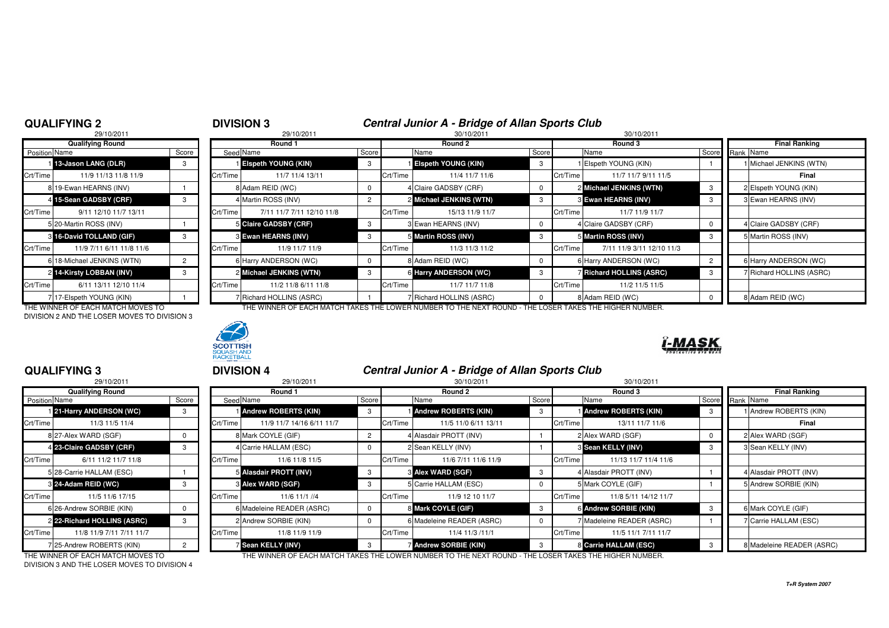## QUALIFYING 2

29/10/2011

| Qualifying Round | | |
|---|---|---|
| Position | Name | Score |
| 1 | 13-Jason LANG (DLR) | 3 |
| Crt/Time | 11/9 11/13 11/8 11/9 | |
| 8 | 19-Ewan HEARNS (INV) | 1 |
| 4 | 15-Sean GADSBY (CRF) | 3 |
| Crt/Time | 9/11 12/10 11/7 13/11 | |
| 5 | 20-Martin ROSS (INV) | 1 |
| 3 | 16-David TOLLAND (GIF) | 3 |
| Crt/Time | 11/9 7/11 6/11 11/8 11/6 | |
| 6 | 18-Michael JENKINS (WTN) | 2 |
| 2 | 14-Kirsty LOBBAN (INV) | 3 |
| Crt/Time | 6/11 13/11 12/10 11/4 | |
| 7 | 17-Elspeth YOUNG (KIN) | 1 |

THE WINNER OF EACH MATCH MOVES TO DIVISION 2 AND THE LOSER MOVES TO DIVISION 3

## DIVISION 3

### Central Junior A - Bridge of Allan Sports Club

| Round 1 (29/10/2011) | | | Round 2 (30/10/2011) | | | Round 3 (30/10/2011) | | | Final Ranking | |
|---|---|---|---|---|---|---|---|---|---|---|
| Seed | Name | Score | | Name | Score | | Name | Score | Rank | Name |
| 1 | Elspeth YOUNG (KIN) | 3 | 1 | Elspeth YOUNG (KIN) | 3 | 1 | Elspeth YOUNG (KIN) | 1 | 1 | Michael JENKINS (WTN) |
| Crt/Time | 11/7 11/4 13/11 | | Crt/Time | 11/4 11/7 11/6 | | Crt/Time | 11/7 11/7 9/11 11/5 | | | Final |
| 8 | Adam REID (WC) | 0 | 4 | Claire GADSBY (CRF) | 0 | 2 | Michael JENKINS (WTN) | 3 | 2 | Elspeth YOUNG (KIN) |
| 4 | Martin ROSS (INV) | 2 | 2 | Michael JENKINS (WTN) | 3 | 3 | Ewan HEARNS (INV) | 3 | 3 | Ewan HEARNS (INV) |
| Crt/Time | 7/11 11/7 7/11 12/10 11/8 | | Crt/Time | 15/13 11/9 11/7 | | Crt/Time | 11/7 11/9 11/7 | | | |
| 5 | Claire GADSBY (CRF) | 3 | 3 | Ewan HEARNS (INV) | 0 | 4 | Claire GADSBY (CRF) | 0 | 4 | Claire GADSBY (CRF) |
| 3 | Ewan HEARNS (INV) | 3 | 5 | Martin ROSS (INV) | 3 | 5 | Martin ROSS (INV) | 3 | 5 | Martin ROSS (INV) |
| Crt/Time | 11/9 11/7 11/9 | | Crt/Time | 11/3 11/3 11/2 | | Crt/Time | 7/11 11/9 3/11 12/10 11/3 | | | |
| 6 | Harry ANDERSON (WC) | 0 | 8 | Adam REID (WC) | 0 | 6 | Harry ANDERSON (WC) | 2 | 6 | Harry ANDERSON (WC) |
| 2 | Michael JENKINS (WTN) | 3 | 6 | Harry ANDERSON (WC) | 3 | 7 | Richard HOLLINS (ASRC) | 3 | 7 | Richard HOLLINS (ASRC) |
| Crt/Time | 11/2 11/8 6/11 11/8 | | Crt/Time | 11/7 11/7 11/8 | | Crt/Time | 11/2 11/5 11/5 | | | |
| 7 | Richard HOLLINS (ASRC) | 1 | 7 | Richard HOLLINS (ASRC) | 0 | 8 | Adam REID (WC) | 0 | 8 | Adam REID (WC) |

THE WINNER OF EACH MATCH TAKES THE LOWER NUMBER TO THE NEXT ROUND - THE LOSER TAKES THE HIGHER NUMBER.

## QUALIFYING 3

29/10/2011

| Qualifying Round | | |
|---|---|---|
| Position | Name | Score |
| 1 | 21-Harry ANDERSON (WC) | 3 |
| Crt/Time | 11/3 11/5 11/4 | |
| 8 | 27-Alex WARD (SGF) | 0 |
| 4 | 23-Claire GADSBY (CRF) | 3 |
| Crt/Time | 6/11 11/2 11/7 11/8 | |
| 5 | 28-Carrie HALLAM (ESC) | 1 |
| 3 | 24-Adam REID (WC) | 3 |
| Crt/Time | 11/5 11/6 17/15 | |
| 6 | 26-Andrew SORBIE (KIN) | 0 |
| 2 | 22-Richard HOLLINS (ASRC) | 3 |
| Crt/Time | 11/8 11/9 7/11 7/11 11/7 | |
| 7 | 25-Andrew ROBERTS (KIN) | 2 |

THE WINNER OF EACH MATCH MOVES TO DIVISION 3 AND THE LOSER MOVES TO DIVISION 4

## DIVISION 4

### Central Junior A - Bridge of Allan Sports Club

| Round 1 (29/10/2011) | | | Round 2 (30/10/2011) | | | Round 3 (30/10/2011) | | | Final Ranking | |
|---|---|---|---|---|---|---|---|---|---|---|
| Seed | Name | Score | | Name | Score | | Name | Score | Rank | Name |
| 1 | Andrew ROBERTS (KIN) | 3 | 1 | Andrew ROBERTS (KIN) | 3 | 1 | Andrew ROBERTS (KIN) | 3 | 1 | Andrew ROBERTS (KIN) |
| Crt/Time | 11/9 11/7 14/16 6/11 11/7 | | Crt/Time | 11/5 11/0 6/11 13/11 | | Crt/Time | 13/11 11/7 11/6 | | | Final |
| 8 | Mark COYLE (GIF) | 2 | 4 | Alasdair PROTT (INV) | 1 | 2 | Alex WARD (SGF) | 0 | 2 | Alex WARD (SGF) |
| 4 | Carrie HALLAM (ESC) | 0 | 2 | Sean KELLY (INV) | 1 | 3 | Sean KELLY (INV) | 3 | 3 | Sean KELLY (INV) |
| Crt/Time | 11/6 11/8 11/5 | | Crt/Time | 11/6 7/11 11/6 11/9 | | Crt/Time | 11/13 11/7 11/4 11/6 | | | |
| 5 | Alasdair PROTT (INV) | 3 | 3 | Alex WARD (SGF) | 3 | 4 | Alasdair PROTT (INV) | 1 | 4 | Alasdair PROTT (INV) |
| 3 | Alex WARD (SGF) | 3 | 5 | Carrie HALLAM (ESC) | 0 | 5 | Mark COYLE (GIF) | 1 | 5 | Andrew SORBIE (KIN) |
| Crt/Time | 11/6 11/1 //4 | | Crt/Time | 11/9 12 10 11/7 | | Crt/Time | 11/8 5/11 14/12 11/7 | | | |
| 6 | Madeleine READER (ASRC) | 0 | 8 | Mark COYLE (GIF) | 3 | 6 | Andrew SORBIE (KIN) | 3 | 6 | Mark COYLE (GIF) |
| 2 | Andrew SORBIE (KIN) | 0 | 6 | Madeleine READER (ASRC) | 0 | 7 | Madeleine READER (ASRC) | 1 | 7 | Carrie HALLAM (ESC) |
| Crt/Time | 11/8 11/9 11/9 | | Crt/Time | 11/4 11/3 /11/1 | | Crt/Time | 11/5 11/1 7/11 11/7 | | | |
| 7 | Sean KELLY (INV) | 3 | 7 | Andrew SORBIE (KIN) | 3 | 8 | Carrie HALLAM (ESC) | 3 | 8 | Madeleine READER (ASRC) |

THE WINNER OF EACH MATCH TAKES THE LOWER NUMBER TO THE NEXT ROUND - THE LOSER TAKES THE HIGHER NUMBER.

T+R System 2007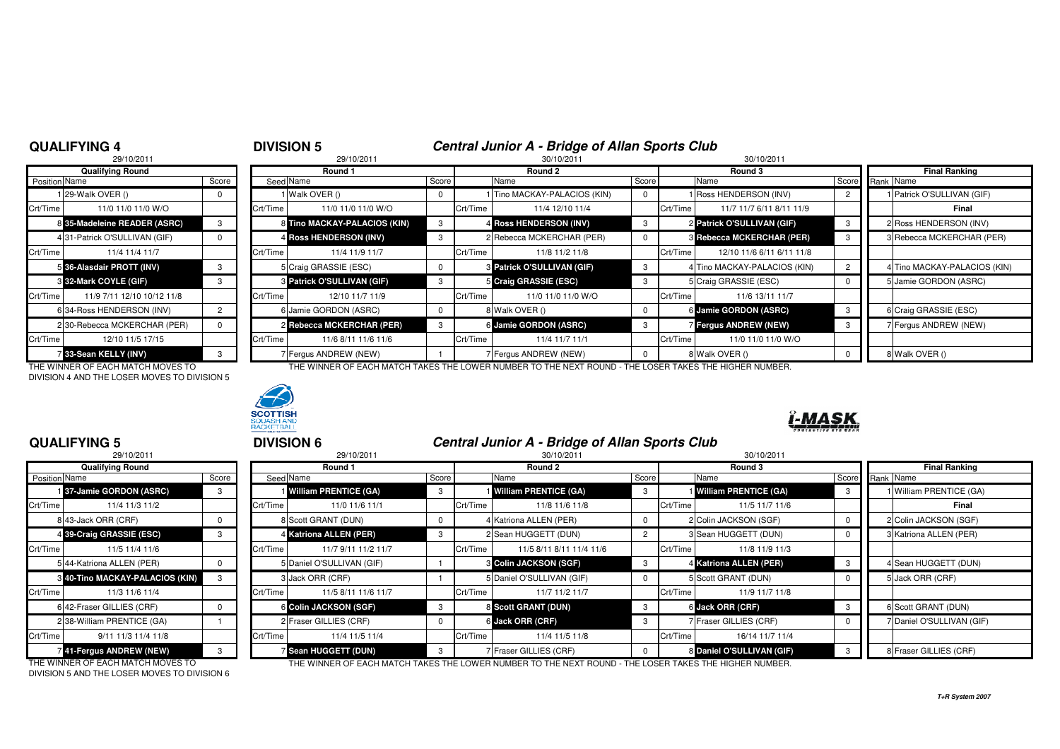## QUALIFYING 4

29/10/2011

| Qualifying Round | | |
|---|---|---|
| Position | Name | Score |
| 1 | 29-Walk OVER () | 0 |
| Crt/Time | 11/0 11/0 11/0 W/O | |
| 8 | **35-Madeleine READER (ASRC)** | 3 |
| 4 | 31-Patrick O'SULLIVAN (GIF) | 0 |
| Crt/Time | 11/4 11/4 11/7 | |
| 5 | **36-Alasdair PROTT (INV)** | 3 |
| 3 | **32-Mark COYLE (GIF)** | 3 |
| Crt/Time | 11/9 7/11 12/10 10/12 11/8 | |
| 6 | 34-Ross HENDERSON (INV) | 2 |
| 2 | 30-Rebecca MCKERCHAR (PER) | 0 |
| Crt/Time | 12/10 11/5 17/15 | |
| 7 | **33-Sean KELLY (INV)** | 3 |

THE WINNER OF EACH MATCH MOVES TO DIVISION 4 AND THE LOSER MOVES TO DIVISION 5

## DIVISION 5

### Central Junior A - Bridge of Allan Sports Club

| Round 1 (29/10/2011) | | | Round 2 (30/10/2011) | | | Round 3 (30/10/2011) | | | Final Ranking | |
|---|---|---|---|---|---|---|---|---|---|---|
| Seed | Name | Score | | Name | Score | | Name | Score | Rank | Name |
| 1 | Walk OVER () | 0 | 1 | Tino MACKAY-PALACIOS (KIN) | 0 | 1 | Ross HENDERSON (INV) | 2 | 1 | Patrick O'SULLIVAN (GIF) |
| Crt/Time | 11/0 11/0 11/0 W/O | | Crt/Time | 11/4 12/10 11/4 | | Crt/Time | 11/7 11/7 6/11 8/11 11/9 | | | Final |
| 8 | **Tino MACKAY-PALACIOS (KIN)** | 3 | 4 | **Ross HENDERSON (INV)** | 3 | 2 | **Patrick O'SULLIVAN (GIF)** | 3 | 2 | Ross HENDERSON (INV) |
| 4 | **Ross HENDERSON (INV)** | 3 | 2 | Rebecca MCKERCHAR (PER) | 0 | 3 | **Rebecca MCKERCHAR (PER)** | 3 | 3 | Rebecca MCKERCHAR (PER) |
| Crt/Time | 11/4 11/9 11/7 | | Crt/Time | 11/8 11/2 11/8 | | Crt/Time | 12/10 11/6 6/11 6/11 11/8 | | | |
| 5 | Craig GRASSIE (ESC) | 0 | 3 | **Patrick O'SULLIVAN (GIF)** | 3 | 4 | Tino MACKAY-PALACIOS (KIN) | 2 | 4 | Tino MACKAY-PALACIOS (KIN) |
| 3 | **Patrick O'SULLIVAN (GIF)** | 3 | 5 | **Craig GRASSIE (ESC)** | 3 | 5 | Craig GRASSIE (ESC) | 0 | 5 | Jamie GORDON (ASRC) |
| Crt/Time | 12/10 11/7 11/9 | | Crt/Time | 11/0 11/0 11/0 W/O | | Crt/Time | 11/6 13/11 11/7 | | | |
| 6 | Jamie GORDON (ASRC) | 0 | 8 | Walk OVER () | 0 | 6 | **Jamie GORDON (ASRC)** | 3 | 6 | Craig GRASSIE (ESC) |
| 2 | **Rebecca MCKERCHAR (PER)** | 3 | 6 | **Jamie GORDON (ASRC)** | 3 | 7 | **Fergus ANDREW (NEW)** | 3 | 7 | Fergus ANDREW (NEW) |
| Crt/Time | 11/6 8/11 11/6 11/6 | | Crt/Time | 11/4 11/7 11/1 | | Crt/Time | 11/0 11/0 11/0 W/O | | | |
| 7 | Fergus ANDREW (NEW) | 1 | 7 | Fergus ANDREW (NEW) | 0 | 8 | Walk OVER () | 0 | 8 | Walk OVER () |

THE WINNER OF EACH MATCH TAKES THE LOWER NUMBER TO THE NEXT ROUND - THE LOSER TAKES THE HIGHER NUMBER.

## QUALIFYING 5

29/10/2011

| Qualifying Round | | |
|---|---|---|
| Position | Name | Score |
| 1 | **37-Jamie GORDON (ASRC)** | 3 |
| Crt/Time | 11/4 11/3 11/2 | |
| 8 | 43-Jack ORR (CRF) | 0 |
| 4 | **39-Craig GRASSIE (ESC)** | 3 |
| Crt/Time | 11/5 11/4 11/6 | |
| 5 | 44-Katriona ALLEN (PER) | 0 |
| 3 | **40-Tino MACKAY-PALACIOS (KIN)** | 3 |
| Crt/Time | 11/3 11/6 11/4 | |
| 6 | 42-Fraser GILLIES (CRF) | 0 |
| 2 | 38-William PRENTICE (GA) | 1 |
| Crt/Time | 9/11 11/3 11/4 11/8 | |
| 7 | **41-Fergus ANDREW (NEW)** | 3 |

THE WINNER OF EACH MATCH MOVES TO DIVISION 5 AND THE LOSER MOVES TO DIVISION 6

## DIVISION 6

### Central Junior A - Bridge of Allan Sports Club

| Round 1 (29/10/2011) | | | Round 2 (30/10/2011) | | | Round 3 (30/10/2011) | | | Final Ranking | |
|---|---|---|---|---|---|---|---|---|---|---|
| Seed | Name | Score | | Name | Score | | Name | Score | Rank | Name |
| 1 | **William PRENTICE (GA)** | 3 | 1 | **William PRENTICE (GA)** | 3 | 1 | **William PRENTICE (GA)** | 3 | 1 | William PRENTICE (GA) |
| Crt/Time | 11/0 11/6 11/1 | | Crt/Time | 11/8 11/6 11/8 | | Crt/Time | 11/5 11/7 11/6 | | | Final |
| 8 | Scott GRANT (DUN) | 0 | 4 | Katriona ALLEN (PER) | 0 | 2 | Colin JACKSON (SGF) | 0 | 2 | Colin JACKSON (SGF) |
| 4 | **Katriona ALLEN (PER)** | 3 | 2 | Sean HUGGETT (DUN) | 2 | 3 | Sean HUGGETT (DUN) | 0 | 3 | Katriona ALLEN (PER) |
| Crt/Time | 11/7 9/11 11/2 11/7 | | Crt/Time | 11/5 8/11 8/11 11/4 11/6 | | Crt/Time | 11/8 11/9 11/3 | | | |
| 5 | Daniel O'SULLIVAN (GIF) | 1 | 3 | **Colin JACKSON (SGF)** | 3 | 4 | **Katriona ALLEN (PER)** | 3 | 4 | Sean HUGGETT (DUN) |
| 3 | Jack ORR (CRF) | 1 | 5 | Daniel O'SULLIVAN (GIF) | 0 | 5 | Scott GRANT (DUN) | 0 | 5 | Jack ORR (CRF) |
| Crt/Time | 11/5 8/11 11/6 11/7 | | Crt/Time | 11/7 11/2 11/7 | | Crt/Time | 11/9 11/7 11/8 | | | |
| 6 | **Colin JACKSON (SGF)** | 3 | 8 | **Scott GRANT (DUN)** | 3 | 6 | **Jack ORR (CRF)** | 3 | 6 | Scott GRANT (DUN) |
| 2 | Fraser GILLIES (CRF) | 0 | 6 | **Jack ORR (CRF)** | 3 | 7 | Fraser GILLIES (CRF) | 0 | 7 | Daniel O'SULLIVAN (GIF) |
| Crt/Time | 11/4 11/5 11/4 | | Crt/Time | 11/4 11/5 11/8 | | Crt/Time | 16/14 11/7 11/4 | | | |
| 7 | **Sean HUGGETT (DUN)** | 3 | 7 | Fraser GILLIES (CRF) | 0 | 8 | **Daniel O'SULLIVAN (GIF)** | 3 | 8 | Fraser GILLIES (CRF) |

THE WINNER OF EACH MATCH TAKES THE LOWER NUMBER TO THE NEXT ROUND - THE LOSER TAKES THE HIGHER NUMBER.

T+R System 2007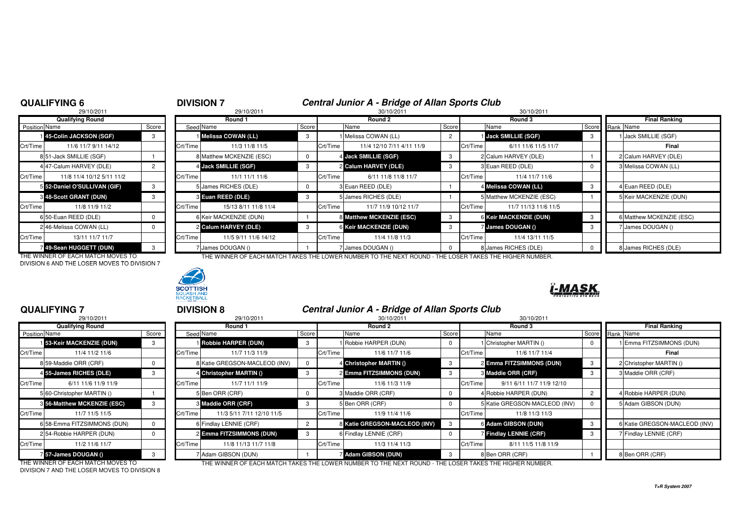## QUALIFYING 6

29/10/2011

| Qualifying Round | | |
|---|---|---|
| Position | Name | Score |
| 1 | 45-Colin JACKSON (SGF) | 3 |
| Crt/Time | 11/6 11/7 9/11 14/12 | |
| 8 | 51-Jack SMILLIE (SGF) | 1 |
| 4 | 47-Calum HARVEY (DLE) | 2 |
| Crt/Time | 11/8 11/4 10/12 5/11 11/2 | |
| 5 | 52-Daniel O'SULLIVAN (GIF) | 3 |
| 3 | 48-Scott GRANT (DUN) | 3 |
| Crt/Time | 11/8 11/9 11/2 | |
| 6 | 50-Euan REED (DLE) | 0 |
| 2 | 46-Melissa COWAN (LL) | 0 |
| Crt/Time | 13/11 11/7 11/7 | |
| 7 | 49-Sean HUGGETT (DUN) | 3 |

THE WINNER OF EACH MATCH MOVES TO DIVISION 6 AND THE LOSER MOVES TO DIVISION 7

## DIVISION 7

### Central Junior A - Bridge of Allan Sports Club

| Round 1 (29/10/2011) | | | Round 2 (30/10/2011) | | | Round 3 (30/10/2011) | | | Final Ranking | |
|---|---|---|---|---|---|---|---|---|---|---|
| Seed | Name | Score | | Name | Score | | Name | Score | Rank | Name |
| 1 | Melissa COWAN (LL) | 3 | 1 | Melissa COWAN (LL) | 2 | 1 | Jack SMILLIE (SGF) | 3 | 1 | Jack SMILLIE (SGF) |
| Crt/Time | 11/3 11/8 11/5 | | Crt/Time | 11/4 12/10 7/11 4/11 11/9 | | Crt/Time | 6/11 11/6 11/5 11/7 | | | Final |
| 8 | Matthew MCKENZIE (ESC) | 0 | 4 | Jack SMILLIE (SGF) | 3 | 2 | Calum HARVEY (DLE) | 1 | 2 | Calum HARVEY (DLE) |
| 4 | Jack SMILLIE (SGF) | 3 | 2 | Calum HARVEY (DLE) | 3 | 3 | Euan REED (DLE) | 0 | 3 | Melissa COWAN (LL) |
| Crt/Time | 11/1 11/1 11/6 | | Crt/Time | 6/11 11/8 11/8 11/7 | | Crt/Time | 11/4 11/7 11/6 | | | |
| 5 | James RICHES (DLE) | 0 | 3 | Euan REED (DLE) | 1 | 4 | Melissa COWAN (LL) | 3 | 4 | Euan REED (DLE) |
| 3 | Euan REED (DLE) | 3 | 5 | James RICHES (DLE) | 1 | 5 | Matthew MCKENZIE (ESC) | 1 | 5 | Keir MACKENZIE (DUN) |
| Crt/Time | 15/13 8/11 11/8 11/4 | | Crt/Time | 11/7 11/9 10/12 11/7 | | Crt/Time | 11/7 11/13 11/6 11/5 | | | |
| 6 | Keir MACKENZIE (DUN) | 1 | 8 | Matthew MCKENZIE (ESC) | 3 | 6 | Keir MACKENZIE (DUN) | 3 | 6 | Matthew MCKENZIE (ESC) |
| 2 | Calum HARVEY (DLE) | 3 | 6 | Keir MACKENZIE (DUN) | 3 | 7 | James DOUGAN () | 3 | 7 | James DOUGAN () |
| Crt/Time | 11/5 9/11 11/6 14/12 | | Crt/Time | 11/4 11/8 11/3 | | Crt/Time | 11/4 13/11 11/5 | | | |
| 7 | James DOUGAN () | 1 | 7 | James DOUGAN () | 0 | 8 | James RICHES (DLE) | 0 | 8 | James RICHES (DLE) |

THE WINNER OF EACH MATCH TAKES THE LOWER NUMBER TO THE NEXT ROUND - THE LOSER TAKES THE HIGHER NUMBER.

## QUALIFYING 7

29/10/2011

| Qualifying Round | | |
|---|---|---|
| Position | Name | Score |
| 1 | 53-Keir MACKENZIE (DUN) | 3 |
| Crt/Time | 11/4 11/2 11/6 | |
| 8 | 59-Maddie ORR (CRF) | 0 |
| 4 | 55-James RICHES (DLE) | 3 |
| Crt/Time | 6/11 11/6 11/9 11/9 | |
| 5 | 60-Christopher MARTIN () | 1 |
| 3 | 56-Matthew MCKENZIE (ESC) | 3 |
| Crt/Time | 11/7 11/5 11/5 | |
| 6 | 58-Emma FITZSIMMONS (DUN) | 0 |
| 2 | 54-Robbie HARPER (DUN) | 0 |
| Crt/Time | 11/2 11/6 11/7 | |
| 7 | 57-James DOUGAN () | 3 |

THE WINNER OF EACH MATCH MOVES TO DIVISION 7 AND THE LOSER MOVES TO DIVISION 8

## DIVISION 8

### Central Junior A - Bridge of Allan Sports Club

| Round 1 (29/10/2011) | | | Round 2 (30/10/2011) | | | Round 3 (30/10/2011) | | | Final Ranking | |
|---|---|---|---|---|---|---|---|---|---|---|
| Seed | Name | Score | | Name | Score | | Name | Score | Rank | Name |
| 1 | Robbie HARPER (DUN) | 3 | 1 | Robbie HARPER (DUN) | 0 | 1 | Christopher MARTIN () | 0 | 1 | Emma FITZSIMMONS (DUN) |
| Crt/Time | 11/7 11/3 11/9 | | Crt/Time | 11/6 11/7 11/6 | | Crt/Time | 11/6 11/7 11/4 | | | Final |
| 8 | Katie GREGSON-MACLEOD (INV) | 0 | 4 | Christopher MARTIN () | 3 | 2 | Emma FITZSIMMONS (DUN) | 3 | 2 | Christopher MARTIN () |
| 4 | Christopher MARTIN () | 3 | 2 | Emma FITZSIMMONS (DUN) | 3 | 3 | Maddie ORR (CRF) | 3 | 3 | Maddie ORR (CRF) |
| Crt/Time | 11/7 11/1 11/9 | | Crt/Time | 11/6 11/3 11/9 | | Crt/Time | 9/11 6/11 11/7 11/9 12/10 | | | |
| 5 | Ben ORR (CRF) | 0 | 3 | Maddie ORR (CRF) | 0 | 4 | Robbie HARPER (DUN) | 2 | 4 | Robbie HARPER (DUN) |
| 3 | Maddie ORR (CRF) | 3 | 5 | Ben ORR (CRF) | 0 | 5 | Katie GREGSON-MACLEOD (INV) | 0 | 5 | Adam GIBSON (DUN) |
| Crt/Time | 11/3 5/11 7/11 12/10 11/5 | | Crt/Time | 11/9 11/4 11/6 | | Crt/Time | 11/8 11/3 11/3 | | | |
| 6 | Findlay LENNIE (CRF) | 2 | 8 | Katie GREGSON-MACLEOD (INV) | 3 | 6 | Adam GIBSON (DUN) | 3 | 6 | Katie GREGSON-MACLEOD (INV) |
| 2 | Emma FITZSIMMONS (DUN) | 3 | 6 | Findlay LENNIE (CRF) | 0 | 7 | Findlay LENNIE (CRF) | 3 | 7 | Findlay LENNIE (CRF) |
| Crt/Time | 11/8 11/13 11/7 11/8 | | Crt/Time | 11/3 11/4 11/3 | | Crt/Time | 8/11 11/5 11/8 11/9 | | | |
| 7 | Adam GIBSON (DUN) | 1 | 7 | Adam GIBSON (DUN) | 3 | 8 | Ben ORR (CRF) | 1 | 8 | Ben ORR (CRF) |

THE WINNER OF EACH MATCH TAKES THE LOWER NUMBER TO THE NEXT ROUND - THE LOSER TAKES THE HIGHER NUMBER.